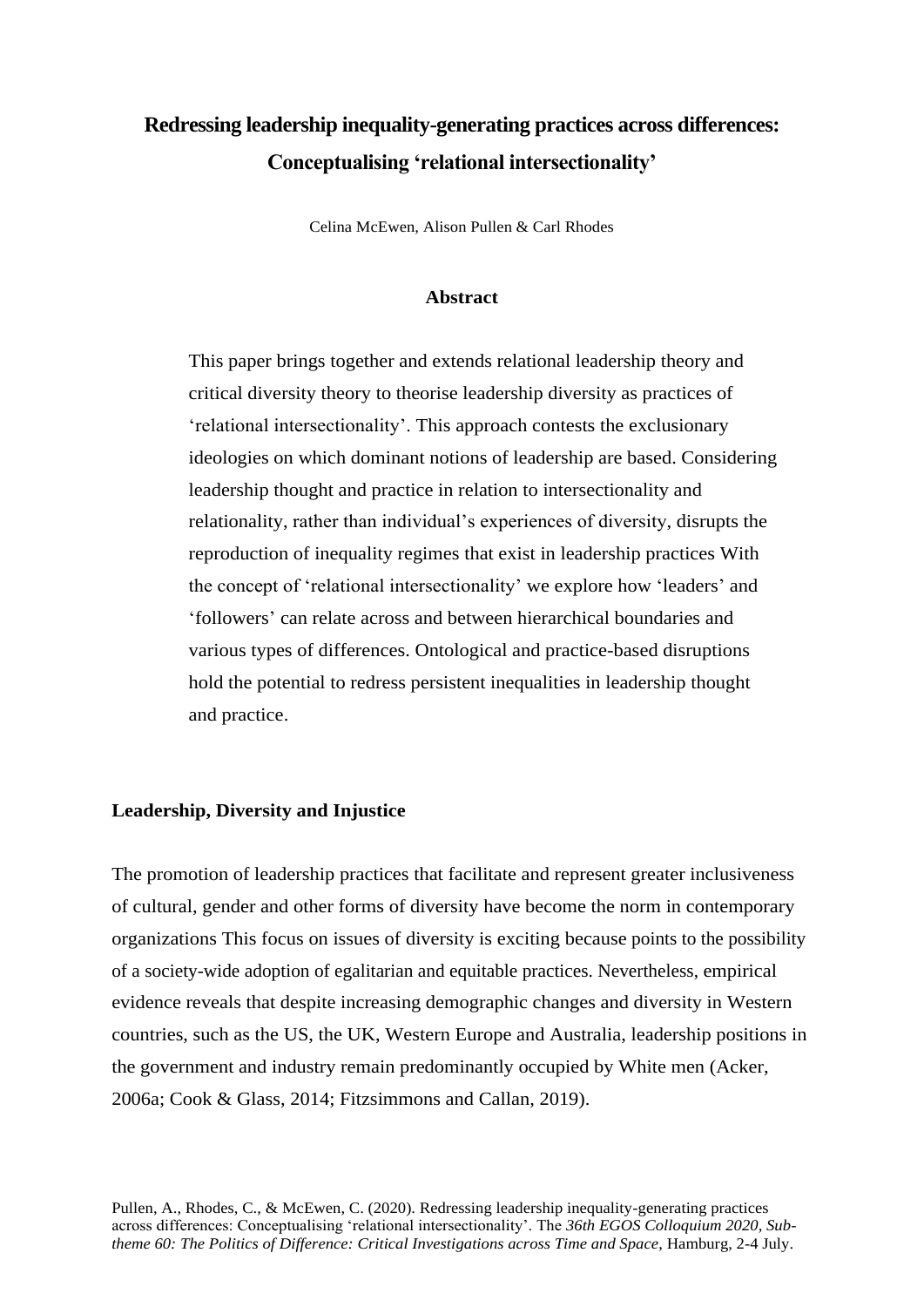# Redressing leadership inequality-generating practices across differences: Conceptualising 'relational intersectionality'

Celina McEwen, Alison Pullen & Carl Rhodes

### Abstract

This paper brings together and extends relational leadership theory and critical diversity theory to theorise leadership diversity as practices of 'relational intersectionality'. This approach contests the exclusionary ideologies on which dominant notions of leadership are based. Considering leadership thought and practice in relation to intersectionality and relationality, rather than individual's experiences of diversity, disrupts the reproduction of inequality regimes that exist in leadership practices With the concept of 'relational intersectionality' we explore how 'leaders' and 'followers' can relate across and between hierarchical boundaries and various types of differences. Ontological and practice-based disruptions hold the potential to redress persistent inequalities in leadership thought and practice.

## Leadership, Diversity and Injustice

The promotion of leadership practices that facilitate and represent greater inclusiveness of cultural, gender and other forms of diversity have become the norm in contemporary organizations This focus on issues of diversity is exciting because points to the possibility of a society-wide adoption of egalitarian and equitable practices. Nevertheless, empirical evidence reveals that despite increasing demographic changes and diversity in Western countries, such as the US, the UK, Western Europe and Australia, leadership positions in the government and industry remain predominantly occupied by White men (Acker, 2006a; Cook & Glass, 2014; Fitzsimmons and Callan, 2019).

Pullen, A., Rhodes, C., & McEwen, C. (2020). Redressing leadership inequality-generating practices across differences: Conceptualising 'relational intersectionality'. The *36th EGOS Colloquium 2020, Sub-theme 60: The Politics of Difference: Critical Investigations across Time and Space*, Hamburg, 2-4 July.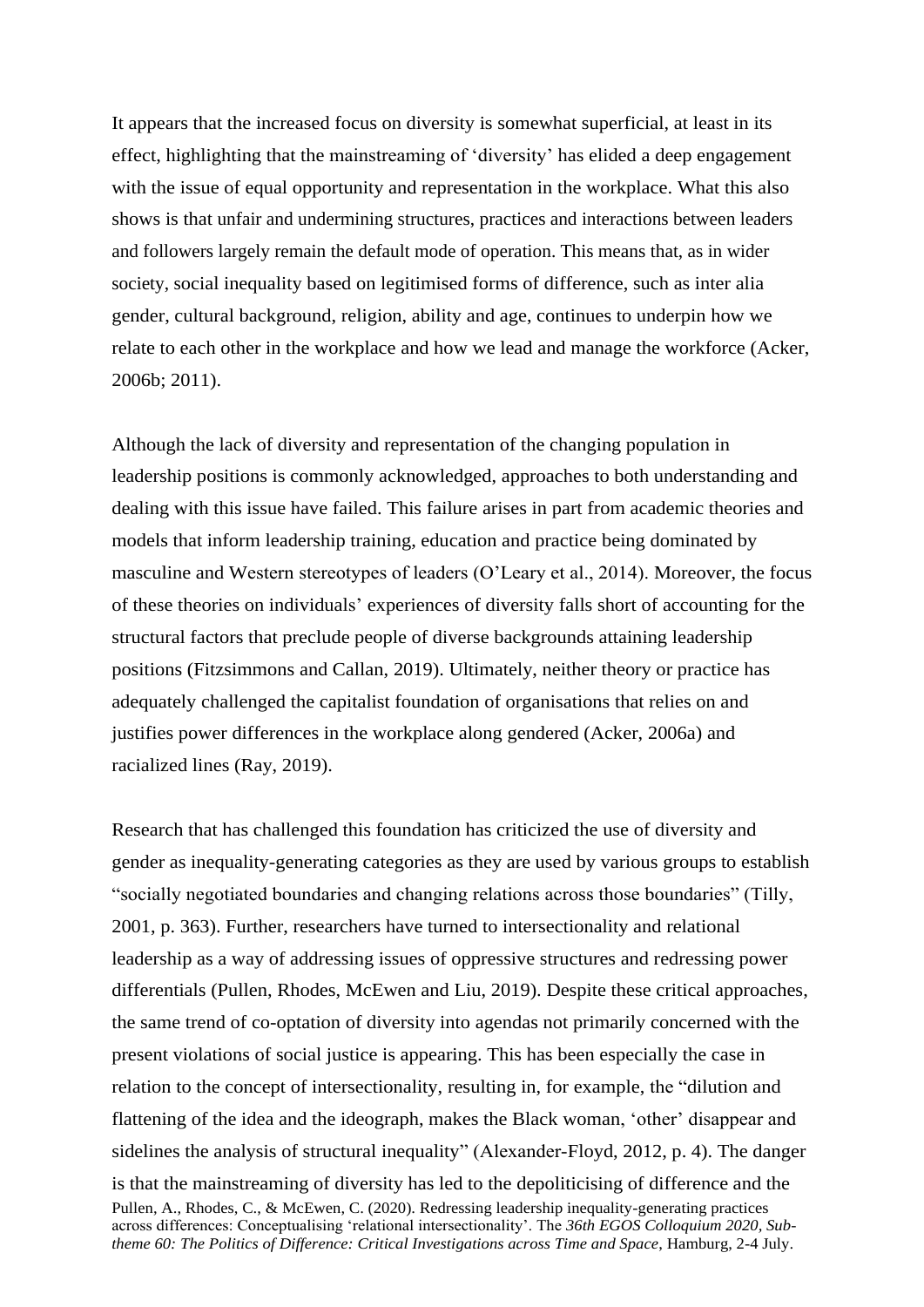It appears that the increased focus on diversity is somewhat superficial, at least in its effect, highlighting that the mainstreaming of 'diversity' has elided a deep engagement with the issue of equal opportunity and representation in the workplace. What this also shows is that unfair and undermining structures, practices and interactions between leaders and followers largely remain the default mode of operation. This means that, as in wider society, social inequality based on legitimised forms of difference, such as inter alia gender, cultural background, religion, ability and age, continues to underpin how we relate to each other in the workplace and how we lead and manage the workforce (Acker, 2006b; 2011).

Although the lack of diversity and representation of the changing population in leadership positions is commonly acknowledged, approaches to both understanding and dealing with this issue have failed. This failure arises in part from academic theories and models that inform leadership training, education and practice being dominated by masculine and Western stereotypes of leaders (O'Leary et al., 2014). Moreover, the focus of these theories on individuals' experiences of diversity falls short of accounting for the structural factors that preclude people of diverse backgrounds attaining leadership positions (Fitzsimmons and Callan, 2019). Ultimately, neither theory or practice has adequately challenged the capitalist foundation of organisations that relies on and justifies power differences in the workplace along gendered (Acker, 2006a) and racialized lines (Ray, 2019).

Research that has challenged this foundation has criticized the use of diversity and gender as inequality-generating categories as they are used by various groups to establish "socially negotiated boundaries and changing relations across those boundaries" (Tilly, 2001, p. 363). Further, researchers have turned to intersectionality and relational leadership as a way of addressing issues of oppressive structures and redressing power differentials (Pullen, Rhodes, McEwen and Liu, 2019). Despite these critical approaches, the same trend of co-optation of diversity into agendas not primarily concerned with the present violations of social justice is appearing. This has been especially the case in relation to the concept of intersectionality, resulting in, for example, the "dilution and flattening of the idea and the ideograph, makes the Black woman, 'other' disappear and sidelines the analysis of structural inequality" (Alexander-Floyd, 2012, p. 4). The danger is that the mainstreaming of diversity has led to the depoliticising of difference and the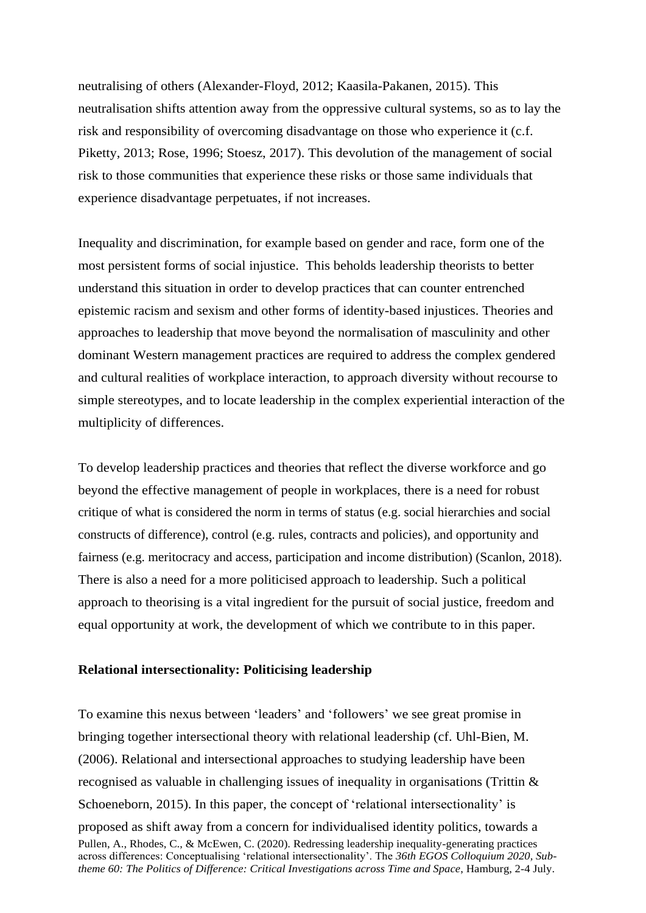neutralising of others (Alexander-Floyd, 2012; Kaasila-Pakanen, 2015). This neutralisation shifts attention away from the oppressive cultural systems, so as to lay the risk and responsibility of overcoming disadvantage on those who experience it (c.f. Piketty, 2013; Rose, 1996; Stoesz, 2017). This devolution of the management of social risk to those communities that experience these risks or those same individuals that experience disadvantage perpetuates, if not increases.

Inequality and discrimination, for example based on gender and race, form one of the most persistent forms of social injustice. This beholds leadership theorists to better understand this situation in order to develop practices that can counter entrenched epistemic racism and sexism and other forms of identity-based injustices. Theories and approaches to leadership that move beyond the normalisation of masculinity and other dominant Western management practices are required to address the complex gendered and cultural realities of workplace interaction, to approach diversity without recourse to simple stereotypes, and to locate leadership in the complex experiential interaction of the multiplicity of differences.

To develop leadership practices and theories that reflect the diverse workforce and go beyond the effective management of people in workplaces, there is a need for robust critique of what is considered the norm in terms of status (e.g. social hierarchies and social constructs of difference), control (e.g. rules, contracts and policies), and opportunity and fairness (e.g. meritocracy and access, participation and income distribution) (Scanlon, 2018). There is also a need for a more politicised approach to leadership. Such a political approach to theorising is a vital ingredient for the pursuit of social justice, freedom and equal opportunity at work, the development of which we contribute to in this paper.

**Relational intersectionality: Politicising leadership**

To examine this nexus between 'leaders' and 'followers' we see great promise in bringing together intersectional theory with relational leadership (cf. Uhl-Bien, M. (2006). Relational and intersectional approaches to studying leadership have been recognised as valuable in challenging issues of inequality in organisations (Trittin & Schoeneborn, 2015). In this paper, the concept of 'relational intersectionality' is proposed as shift away from a concern for individualised identity politics, towards a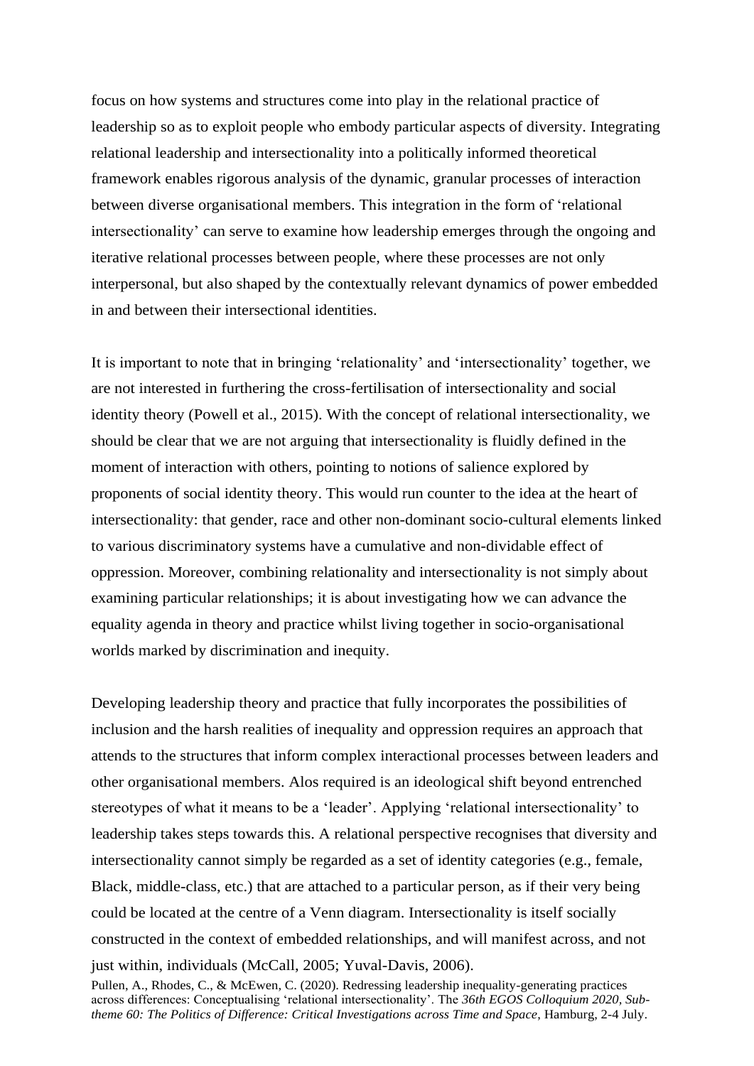focus on how systems and structures come into play in the relational practice of leadership so as to exploit people who embody particular aspects of diversity. Integrating relational leadership and intersectionality into a politically informed theoretical framework enables rigorous analysis of the dynamic, granular processes of interaction between diverse organisational members. This integration in the form of 'relational intersectionality' can serve to examine how leadership emerges through the ongoing and iterative relational processes between people, where these processes are not only interpersonal, but also shaped by the contextually relevant dynamics of power embedded in and between their intersectional identities.

It is important to note that in bringing 'relationality' and 'intersectionality' together, we are not interested in furthering the cross-fertilisation of intersectionality and social identity theory (Powell et al., 2015). With the concept of relational intersectionality, we should be clear that we are not arguing that intersectionality is fluidly defined in the moment of interaction with others, pointing to notions of salience explored by proponents of social identity theory. This would run counter to the idea at the heart of intersectionality: that gender, race and other non-dominant socio-cultural elements linked to various discriminatory systems have a cumulative and non-dividable effect of oppression. Moreover, combining relationality and intersectionality is not simply about examining particular relationships; it is about investigating how we can advance the equality agenda in theory and practice whilst living together in socio-organisational worlds marked by discrimination and inequity.

Developing leadership theory and practice that fully incorporates the possibilities of inclusion and the harsh realities of inequality and oppression requires an approach that attends to the structures that inform complex interactional processes between leaders and other organisational members. Alos required is an ideological shift beyond entrenched stereotypes of what it means to be a 'leader'. Applying 'relational intersectionality' to leadership takes steps towards this. A relational perspective recognises that diversity and intersectionality cannot simply be regarded as a set of identity categories (e.g., female, Black, middle-class, etc.) that are attached to a particular person, as if their very being could be located at the centre of a Venn diagram. Intersectionality is itself socially constructed in the context of embedded relationships, and will manifest across, and not just within, individuals (McCall, 2005; Yuval-Davis, 2006).

Pullen, A., Rhodes, C., & McEwen, C. (2020). Redressing leadership inequality-generating practices across differences: Conceptualising 'relational intersectionality'. The *36th EGOS Colloquium 2020, Sub-theme 60: The Politics of Difference: Critical Investigations across Time and Space*, Hamburg, 2-4 July.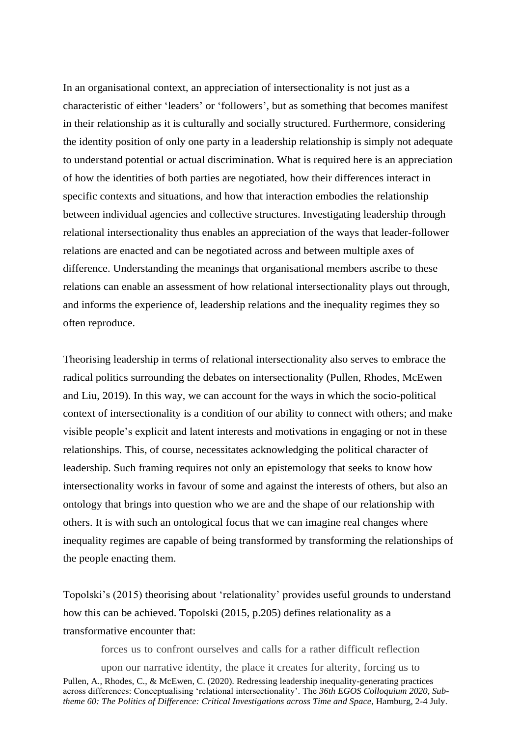In an organisational context, an appreciation of intersectionality is not just as a characteristic of either 'leaders' or 'followers', but as something that becomes manifest in their relationship as it is culturally and socially structured. Furthermore, considering the identity position of only one party in a leadership relationship is simply not adequate to understand potential or actual discrimination. What is required here is an appreciation of how the identities of both parties are negotiated, how their differences interact in specific contexts and situations, and how that interaction embodies the relationship between individual agencies and collective structures. Investigating leadership through relational intersectionality thus enables an appreciation of the ways that leader-follower relations are enacted and can be negotiated across and between multiple axes of difference. Understanding the meanings that organisational members ascribe to these relations can enable an assessment of how relational intersectionality plays out through, and informs the experience of, leadership relations and the inequality regimes they so often reproduce.

Theorising leadership in terms of relational intersectionality also serves to embrace the radical politics surrounding the debates on intersectionality (Pullen, Rhodes, McEwen and Liu, 2019). In this way, we can account for the ways in which the socio-political context of intersectionality is a condition of our ability to connect with others; and make visible people's explicit and latent interests and motivations in engaging or not in these relationships. This, of course, necessitates acknowledging the political character of leadership. Such framing requires not only an epistemology that seeks to know how intersectionality works in favour of some and against the interests of others, but also an ontology that brings into question who we are and the shape of our relationship with others. It is with such an ontological focus that we can imagine real changes where inequality regimes are capable of being transformed by transforming the relationships of the people enacting them.

Topolski's (2015) theorising about 'relationality' provides useful grounds to understand how this can be achieved. Topolski (2015, p.205) defines relationality as a transformative encounter that:

> forces us to confront ourselves and calls for a rather difficult reflection upon our narrative identity, the place it creates for alterity, forcing us to

Pullen, A., Rhodes, C., & McEwen, C. (2020). Redressing leadership inequality-generating practices across differences: Conceptualising 'relational intersectionality'. The *36th EGOS Colloquium 2020, Sub-theme 60: The Politics of Difference: Critical Investigations across Time and Space*, Hamburg, 2-4 July.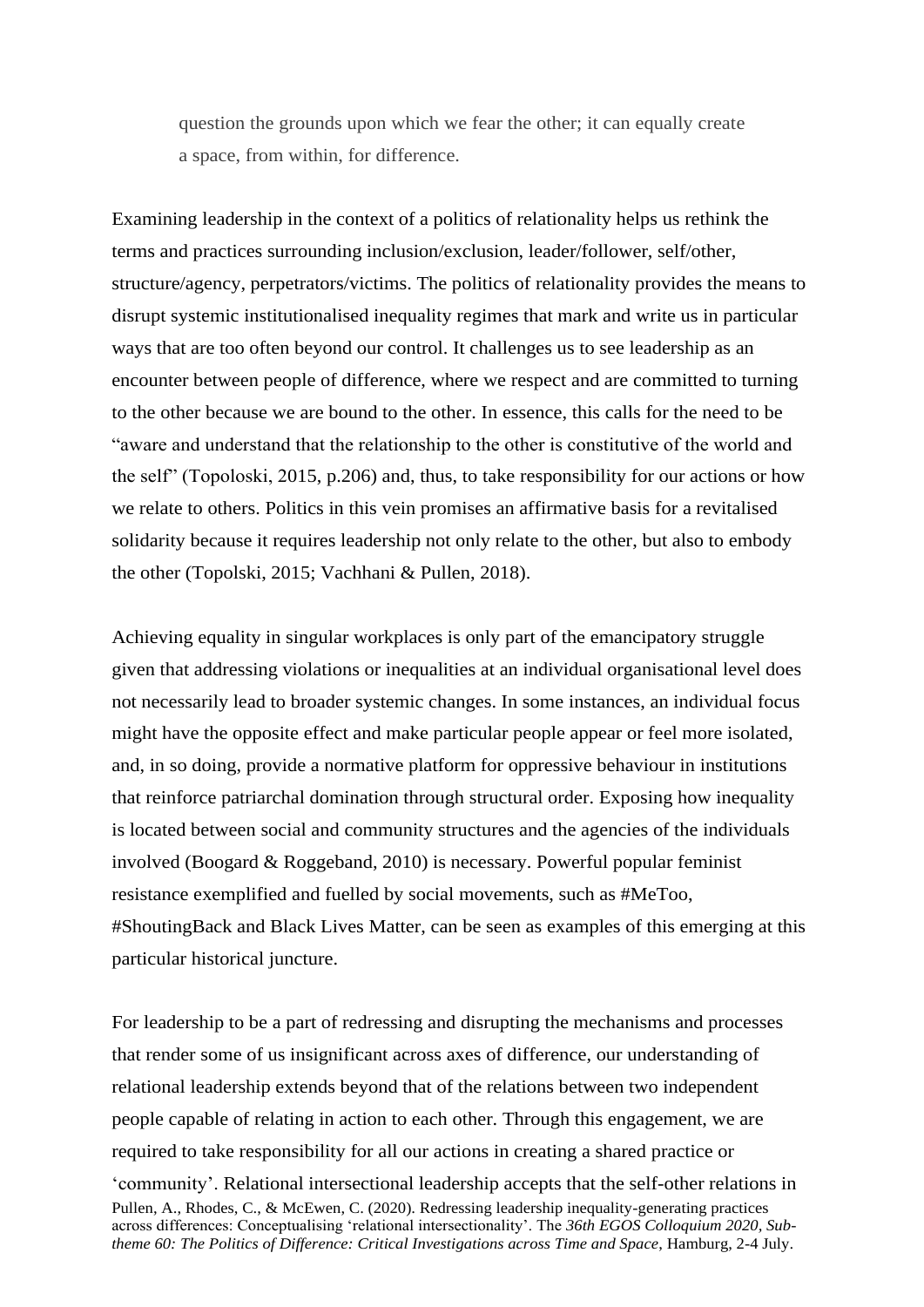> question the grounds upon which we fear the other; it can equally create a space, from within, for difference.

Examining leadership in the context of a politics of relationality helps us rethink the terms and practices surrounding inclusion/exclusion, leader/follower, self/other, structure/agency, perpetrators/victims. The politics of relationality provides the means to disrupt systemic institutionalised inequality regimes that mark and write us in particular ways that are too often beyond our control. It challenges us to see leadership as an encounter between people of difference, where we respect and are committed to turning to the other because we are bound to the other. In essence, this calls for the need to be "aware and understand that the relationship to the other is constitutive of the world and the self" (Topoloski, 2015, p.206) and, thus, to take responsibility for our actions or how we relate to others. Politics in this vein promises an affirmative basis for a revitalised solidarity because it requires leadership not only relate to the other, but also to embody the other (Topolski, 2015; Vachhani & Pullen, 2018).

Achieving equality in singular workplaces is only part of the emancipatory struggle given that addressing violations or inequalities at an individual organisational level does not necessarily lead to broader systemic changes. In some instances, an individual focus might have the opposite effect and make particular people appear or feel more isolated, and, in so doing, provide a normative platform for oppressive behaviour in institutions that reinforce patriarchal domination through structural order. Exposing how inequality is located between social and community structures and the agencies of the individuals involved (Boogard & Roggeband, 2010) is necessary. Powerful popular feminist resistance exemplified and fuelled by social movements, such as #MeToo, #ShoutingBack and Black Lives Matter, can be seen as examples of this emerging at this particular historical juncture.

For leadership to be a part of redressing and disrupting the mechanisms and processes that render some of us insignificant across axes of difference, our understanding of relational leadership extends beyond that of the relations between two independent people capable of relating in action to each other. Through this engagement, we are required to take responsibility for all our actions in creating a shared practice or 'community'. Relational intersectional leadership accepts that the self-other relations in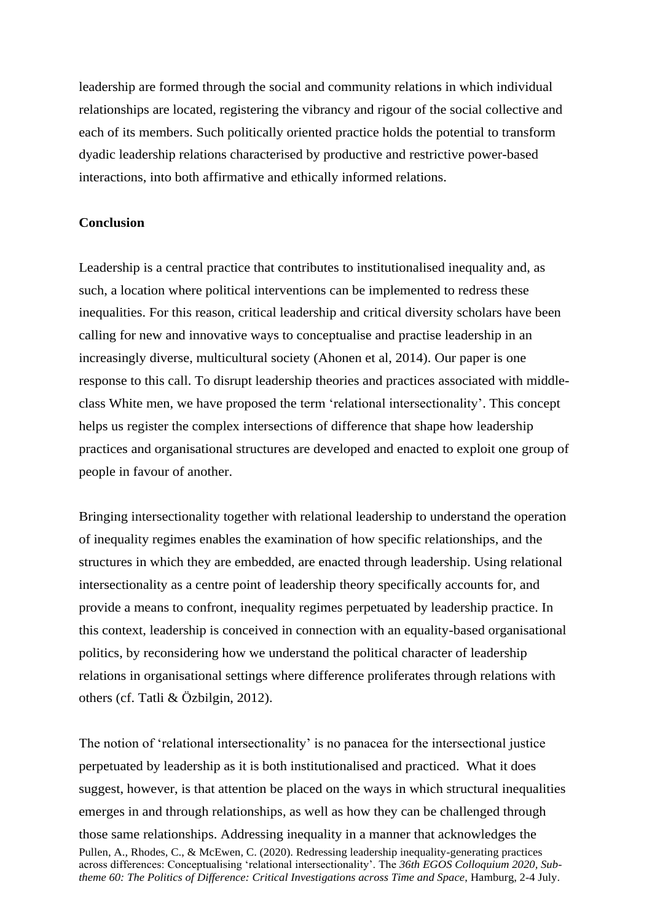leadership are formed through the social and community relations in which individual relationships are located, registering the vibrancy and rigour of the social collective and each of its members. Such politically oriented practice holds the potential to transform dyadic leadership relations characterised by productive and restrictive power-based interactions, into both affirmative and ethically informed relations.

**Conclusion**

Leadership is a central practice that contributes to institutionalised inequality and, as such, a location where political interventions can be implemented to redress these inequalities. For this reason, critical leadership and critical diversity scholars have been calling for new and innovative ways to conceptualise and practise leadership in an increasingly diverse, multicultural society (Ahonen et al, 2014). Our paper is one response to this call. To disrupt leadership theories and practices associated with middle-class White men, we have proposed the term 'relational intersectionality'. This concept helps us register the complex intersections of difference that shape how leadership practices and organisational structures are developed and enacted to exploit one group of people in favour of another.

Bringing intersectionality together with relational leadership to understand the operation of inequality regimes enables the examination of how specific relationships, and the structures in which they are embedded, are enacted through leadership. Using relational intersectionality as a centre point of leadership theory specifically accounts for, and provide a means to confront, inequality regimes perpetuated by leadership practice. In this context, leadership is conceived in connection with an equality-based organisational politics, by reconsidering how we understand the political character of leadership relations in organisational settings where difference proliferates through relations with others (cf. Tatli & Özbilgin, 2012).

The notion of 'relational intersectionality' is no panacea for the intersectional justice perpetuated by leadership as it is both institutionalised and practiced. What it does suggest, however, is that attention be placed on the ways in which structural inequalities emerges in and through relationships, as well as how they can be challenged through those same relationships. Addressing inequality in a manner that acknowledges the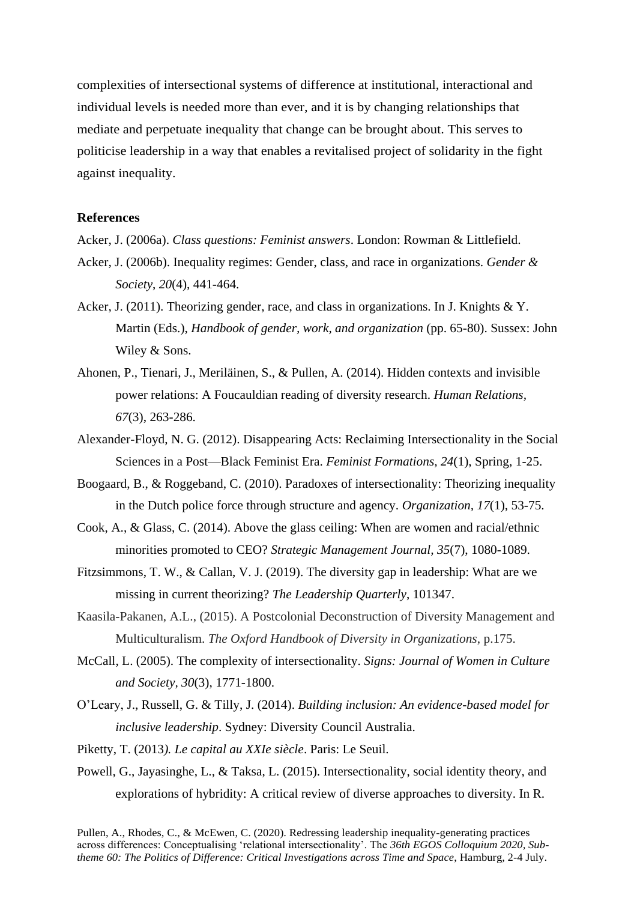complexities of intersectional systems of difference at institutional, interactional and individual levels is needed more than ever, and it is by changing relationships that mediate and perpetuate inequality that change can be brought about. This serves to politicise leadership in a way that enables a revitalised project of solidarity in the fight against inequality.

**References**

Acker, J. (2006a). *Class questions: Feminist answers*. London: Rowman & Littlefield.

Acker, J. (2006b). Inequality regimes: Gender, class, and race in organizations. *Gender & Society*, *20*(4), 441-464.

Acker, J. (2011). Theorizing gender, race, and class in organizations. In J. Knights & Y. Martin (Eds.), *Handbook of gender, work, and organization* (pp. 65-80). Sussex: John Wiley & Sons.

Ahonen, P., Tienari, J., Meriläinen, S., & Pullen, A. (2014). Hidden contexts and invisible power relations: A Foucauldian reading of diversity research. *Human Relations, 67*(3), 263-286.

Alexander-Floyd, N. G. (2012). Disappearing Acts: Reclaiming Intersectionality in the Social Sciences in a Post—Black Feminist Era. *Feminist Formations, 24*(1), Spring, 1-25.

Boogaard, B., & Roggeband, C. (2010). Paradoxes of intersectionality: Theorizing inequality in the Dutch police force through structure and agency. *Organization, 17*(1), 53-75.

Cook, A., & Glass, C. (2014). Above the glass ceiling: When are women and racial/ethnic minorities promoted to CEO? *Strategic Management Journal, 35*(7), 1080-1089.

Fitzsimmons, T. W., & Callan, V. J. (2019). The diversity gap in leadership: What are we missing in current theorizing? *The Leadership Quarterly,* 101347.

Kaasila-Pakanen, A.L., (2015). A Postcolonial Deconstruction of Diversity Management and Multiculturalism. *The Oxford Handbook of Diversity in Organizations*, p.175.

McCall, L. (2005). The complexity of intersectionality. *Signs: Journal of Women in Culture and Society, 30*(3), 1771-1800.

O'Leary, J., Russell, G. & Tilly, J. (2014). *Building inclusion: An evidence-based model for inclusive leadership*. Sydney: Diversity Council Australia.

Piketty, T. (2013). *Le capital au XXIe siècle*. Paris: Le Seuil.

Powell, G., Jayasinghe, L., & Taksa, L. (2015). Intersectionality, social identity theory, and explorations of hybridity: A critical review of diverse approaches to diversity. In R.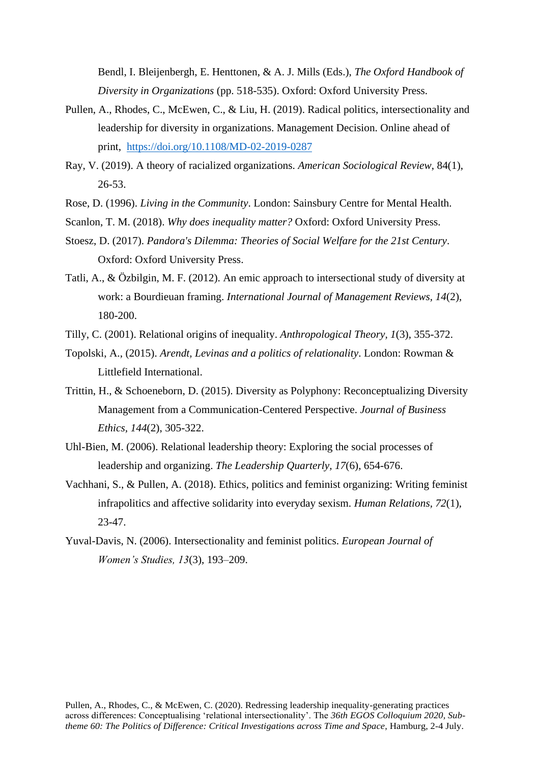Bendl, I. Bleijenbergh, E. Henttonen, & A. J. Mills (Eds.), *The Oxford Handbook of Diversity in Organizations* (pp. 518-535). Oxford: Oxford University Press.

Pullen, A., Rhodes, C., McEwen, C., & Liu, H. (2019). Radical politics, intersectionality and leadership for diversity in organizations. Management Decision. Online ahead of print, https://doi.org/10.1108/MD-02-2019-0287

Ray, V. (2019). A theory of racialized organizations. *American Sociological Review*, 84(1), 26-53.

Rose, D. (1996). *Living in the Community*. London: Sainsbury Centre for Mental Health.

Scanlon, T. M. (2018). *Why does inequality matter?* Oxford: Oxford University Press.

Stoesz, D. (2017). *Pandora's Dilemma: Theories of Social Welfare for the 21st Century*. Oxford: Oxford University Press.

Tatli, A., & Özbilgin, M. F. (2012). An emic approach to intersectional study of diversity at work: a Bourdieuan framing. *International Journal of Management Reviews, 14*(2), 180-200.

Tilly, C. (2001). Relational origins of inequality. *Anthropological Theory, 1*(3), 355-372.

Topolski, A., (2015). *Arendt, Levinas and a politics of relationality*. London: Rowman & Littlefield International.

Trittin, H., & Schoeneborn, D. (2015). Diversity as Polyphony: Reconceptualizing Diversity Management from a Communication-Centered Perspective. *Journal of Business Ethics*, *144*(2), 305-322.

Uhl-Bien, M. (2006). Relational leadership theory: Exploring the social processes of leadership and organizing. *The Leadership Quarterly*, *17*(6), 654-676.

Vachhani, S., & Pullen, A. (2018). Ethics, politics and feminist organizing: Writing feminist infrapolitics and affective solidarity into everyday sexism. *Human Relations, 72*(1), 23-47.

Yuval-Davis, N. (2006). Intersectionality and feminist politics. *European Journal of Women's Studies, 13*(3), 193–209.